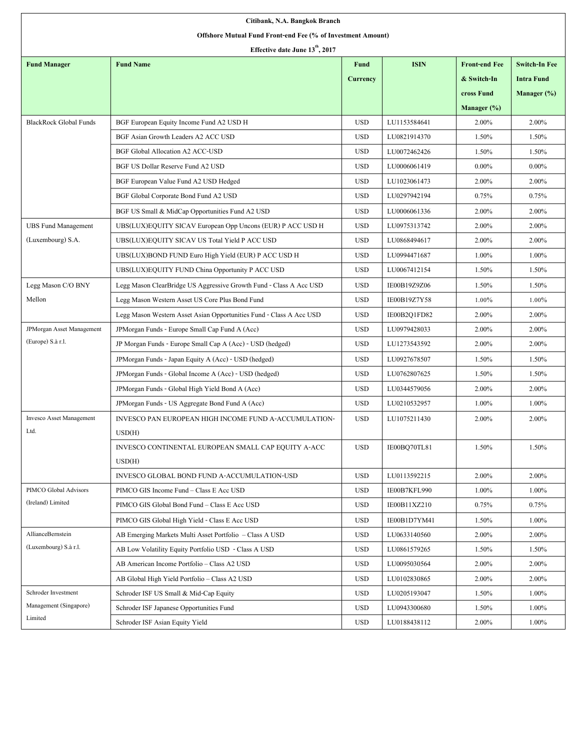**Citibank, N.A. Bangkok Branch**

**Offshore Mutual Fund Front-end Fee (% of Investment Amount)**

**Effective date June 13th, 2017**

| Fund Manager | Fund Name | Fund Currency | ISIN | Front-end Fee & Switch-In cross Fund Manager (%) | Switch-In Fee Intra Fund Manager (%) |
|---|---|---|---|---|---|
| BlackRock Global Funds | BGF European Equity Income Fund A2 USD H | USD | LU1153584641 | 2.00% | 2.00% |
| | BGF Asian Growth Leaders A2 ACC USD | USD | LU0821914370 | 1.50% | 1.50% |
| | BGF Global Allocation A2 ACC-USD | USD | LU0072462426 | 1.50% | 1.50% |
| | BGF US Dollar Reserve Fund A2 USD | USD | LU0006061419 | 0.00% | 0.00% |
| | BGF European Value Fund A2 USD Hedged | USD | LU1023061473 | 2.00% | 2.00% |
| | BGF Global Corporate Bond Fund A2 USD | USD | LU0297942194 | 0.75% | 0.75% |
| | BGF US Small & MidCap Opportunities Fund A2 USD | USD | LU0006061336 | 2.00% | 2.00% |
| UBS Fund Management (Luxembourg) S.A. | UBS(LUX)EQUITY SICAV European Opp Uncons (EUR) P ACC USD H | USD | LU0975313742 | 2.00% | 2.00% |
| | UBS(LUX)EQUITY SICAV US Total Yield P ACC USD | USD | LU0868494617 | 2.00% | 2.00% |
| | UBS(LUX)BOND FUND Euro High Yield (EUR) P ACC USD H | USD | LU0994471687 | 1.00% | 1.00% |
| | UBS(LUX)EQUITY FUND China Opportunity P ACC USD | USD | LU0067412154 | 1.50% | 1.50% |
| Legg Mason C/O BNY Mellon | Legg Mason ClearBridge US Aggressive Growth Fund - Class A Acc USD | USD | IE00B19Z9Z06 | 1.50% | 1.50% |
| | Legg Mason Western Asset US Core Plus Bond Fund | USD | IE00B19Z7Y58 | 1.00% | 1.00% |
| | Legg Mason Western Asset Asian Opportunities Fund - Class A Acc USD | USD | IE00B2Q1FD82 | 2.00% | 2.00% |
| JPMorgan Asset Management (Europe) S.à r.l. | JPMorgan Funds - Europe Small Cap Fund A (Acc) | USD | LU0979428033 | 2.00% | 2.00% |
| | JP Morgan Funds - Europe Small Cap A (Acc) - USD (hedged) | USD | LU1273543592 | 2.00% | 2.00% |
| | JPMorgan Funds - Japan Equity A (Acc) - USD (hedged) | USD | LU0927678507 | 1.50% | 1.50% |
| | JPMorgan Funds - Global Income A (Acc) - USD (hedged) | USD | LU0762807625 | 1.50% | 1.50% |
| | JPMorgan Funds - Global High Yield Bond A (Acc) | USD | LU0344579056 | 2.00% | 2.00% |
| | JPMorgan Funds - US Aggregate Bond Fund A (Acc) | USD | LU0210532957 | 1.00% | 1.00% |
| Invesco Asset Management Ltd. | INVESCO PAN EUROPEAN HIGH INCOME FUND A-ACCUMULATION-USD(H) | USD | LU1075211430 | 2.00% | 2.00% |
| | INVESCO CONTINENTAL EUROPEAN SMALL CAP EQUITY A-ACC USD(H) | USD | IE00BQ70TL81 | 1.50% | 1.50% |
| | INVESCO GLOBAL BOND FUND A-ACCUMULATION-USD | USD | LU0113592215 | 2.00% | 2.00% |
| PIMCO Global Advisors (Ireland) Limited | PIMCO GIS Income Fund – Class E Acc USD | USD | IE00B7KFL990 | 1.00% | 1.00% |
| | PIMCO GIS Global Bond Fund – Class E Acc USD | USD | IE00B11XZ210 | 0.75% | 0.75% |
| | PIMCO GIS Global High Yield - Class E Acc USD | USD | IE00B1D7YM41 | 1.50% | 1.00% |
| AllianceBernstein (Luxembourg) S.à r.l. | AB Emerging Markets Multi Asset Portfolio – Class A USD | USD | LU0633140560 | 2.00% | 2.00% |
| | AB Low Volatility Equity Portfolio USD - Class A USD | USD | LU0861579265 | 1.50% | 1.50% |
| | AB American Income Portfolio – Class A2 USD | USD | LU0095030564 | 2.00% | 2.00% |
| | AB Global High Yield Portfolio – Class A2 USD | USD | LU0102830865 | 2.00% | 2.00% |
| Schroder Investment Management (Singapore) Limited | Schroder ISF US Small & Mid-Cap Equity | USD | LU0205193047 | 1.50% | 1.00% |
| | Schroder ISF Japanese Opportunities Fund | USD | LU0943300680 | 1.50% | 1.00% |
| | Schroder ISF Asian Equity Yield | USD | LU0188438112 | 2.00% | 1.00% |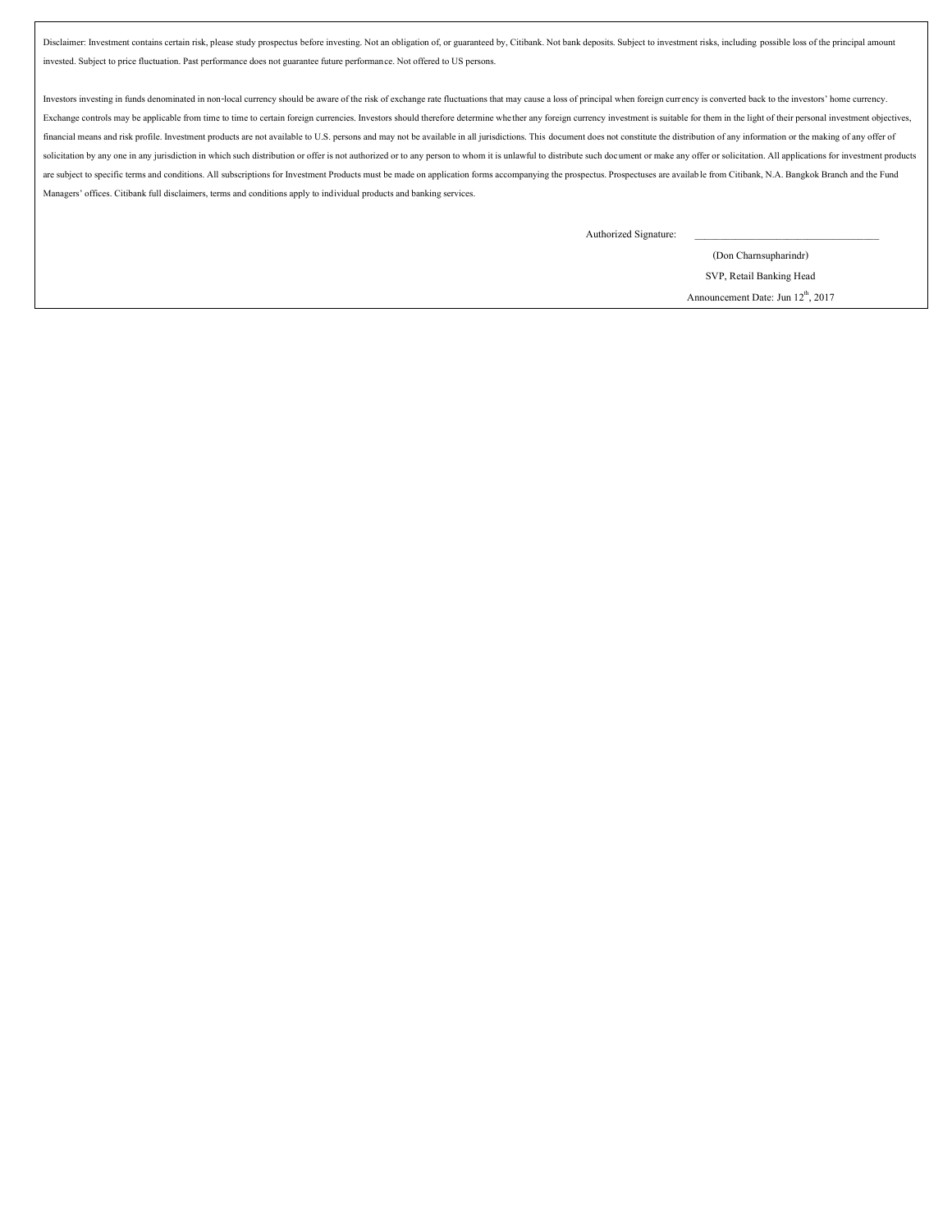Disclaimer: Investment contains certain risk, please study prospectus before investing. Not an obligation of, or guaranteed by, Citibank. Not bank deposits. Subject to investment risks, including possible loss of the principal amount invested. Subject to price fluctuation. Past performance does not guarantee future performance. Not offered to US persons.

Investors investing in funds denominated in non-local currency should be aware of the risk of exchange rate fluctuations that may cause a loss of principal when foreign currency is converted back to the investors' home currency. Exchange controls may be applicable from time to time to certain foreign currencies. Investors should therefore determine whether any foreign currency investment is suitable for them in the light of their personal investment objectives, financial means and risk profile. Investment products are not available to U.S. persons and may not be available in all jurisdictions. This document does not constitute the distribution of any information or the making of any offer of solicitation by any one in any jurisdiction in which such distribution or offer is not authorized or to any person to whom it is unlawful to distribute such document or make any offer or solicitation. All applications for investment products are subject to specific terms and conditions. All subscriptions for Investment Products must be made on application forms accompanying the prospectus. Prospectuses are available from Citibank, N.A. Bangkok Branch and the Fund Managers' offices. Citibank full disclaimers, terms and conditions apply to individual products and banking services.

Authorized Signature: ____________________________

(Don Charnsupharindr)

SVP, Retail Banking Head

Announcement Date: Jun 12th, 2017